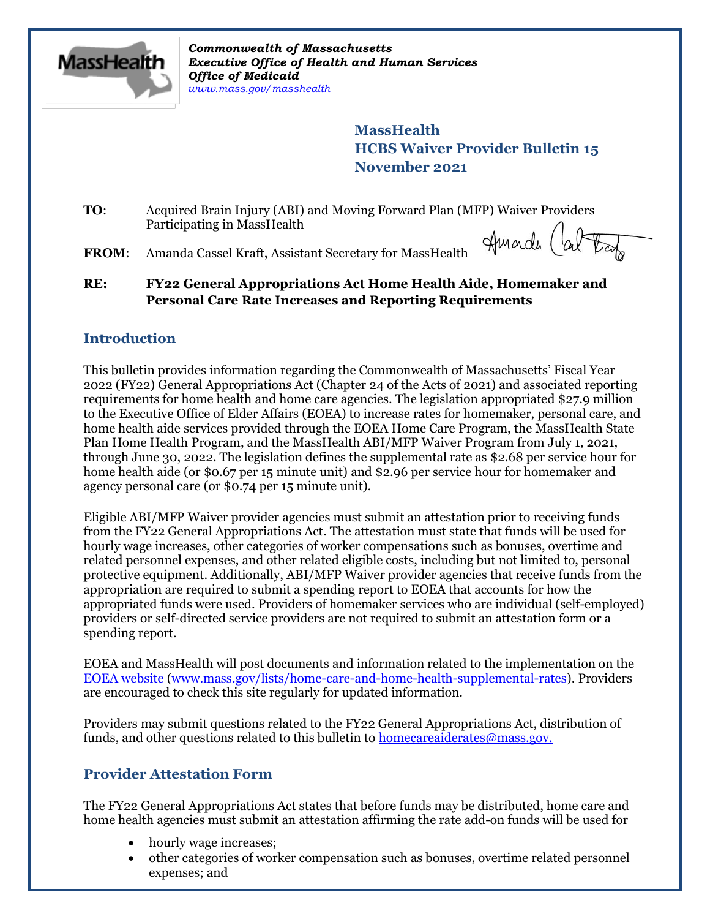*Commonwealth of Massachusetts*
*Executive Office of Health and Human Services*
*Office of Medicaid*
*www.mass.gov/masshealth*

**MassHealth**
**HCBS Waiver Provider Bulletin 15**
**November 2021**

**TO**: Acquired Brain Injury (ABI) and Moving Forward Plan (MFP) Waiver Providers Participating in MassHealth

**FROM**: Amanda Cassel Kraft, Assistant Secretary for MassHealth

**RE: FY22 General Appropriations Act Home Health Aide, Homemaker and Personal Care Rate Increases and Reporting Requirements**

## Introduction

This bulletin provides information regarding the Commonwealth of Massachusetts' Fiscal Year 2022 (FY22) General Appropriations Act (Chapter 24 of the Acts of 2021) and associated reporting requirements for home health and home care agencies. The legislation appropriated $27.9 million to the Executive Office of Elder Affairs (EOEA) to increase rates for homemaker, personal care, and home health aide services provided through the EOEA Home Care Program, the MassHealth State Plan Home Health Program, and the MassHealth ABI/MFP Waiver Program from July 1, 2021, through June 30, 2022. The legislation defines the supplemental rate as $2.68 per service hour for home health aide (or $0.67 per 15 minute unit) and $2.96 per service hour for homemaker and agency personal care (or $0.74 per 15 minute unit).

Eligible ABI/MFP Waiver provider agencies must submit an attestation prior to receiving funds from the FY22 General Appropriations Act. The attestation must state that funds will be used for hourly wage increases, other categories of worker compensations such as bonuses, overtime and related personnel expenses, and other related eligible costs, including but not limited to, personal protective equipment. Additionally, ABI/MFP Waiver provider agencies that receive funds from the appropriation are required to submit a spending report to EOEA that accounts for how the appropriated funds were used. Providers of homemaker services who are individual (self-employed) providers or self-directed service providers are not required to submit an attestation form or a spending report.

EOEA and MassHealth will post documents and information related to the implementation on the EOEA website (www.mass.gov/lists/home-care-and-home-health-supplemental-rates). Providers are encouraged to check this site regularly for updated information.

Providers may submit questions related to the FY22 General Appropriations Act, distribution of funds, and other questions related to this bulletin to homecareaiderates@mass.gov.

## Provider Attestation Form

The FY22 General Appropriations Act states that before funds may be distributed, home care and home health agencies must submit an attestation affirming the rate add-on funds will be used for

- hourly wage increases;
- other categories of worker compensation such as bonuses, overtime related personnel expenses; and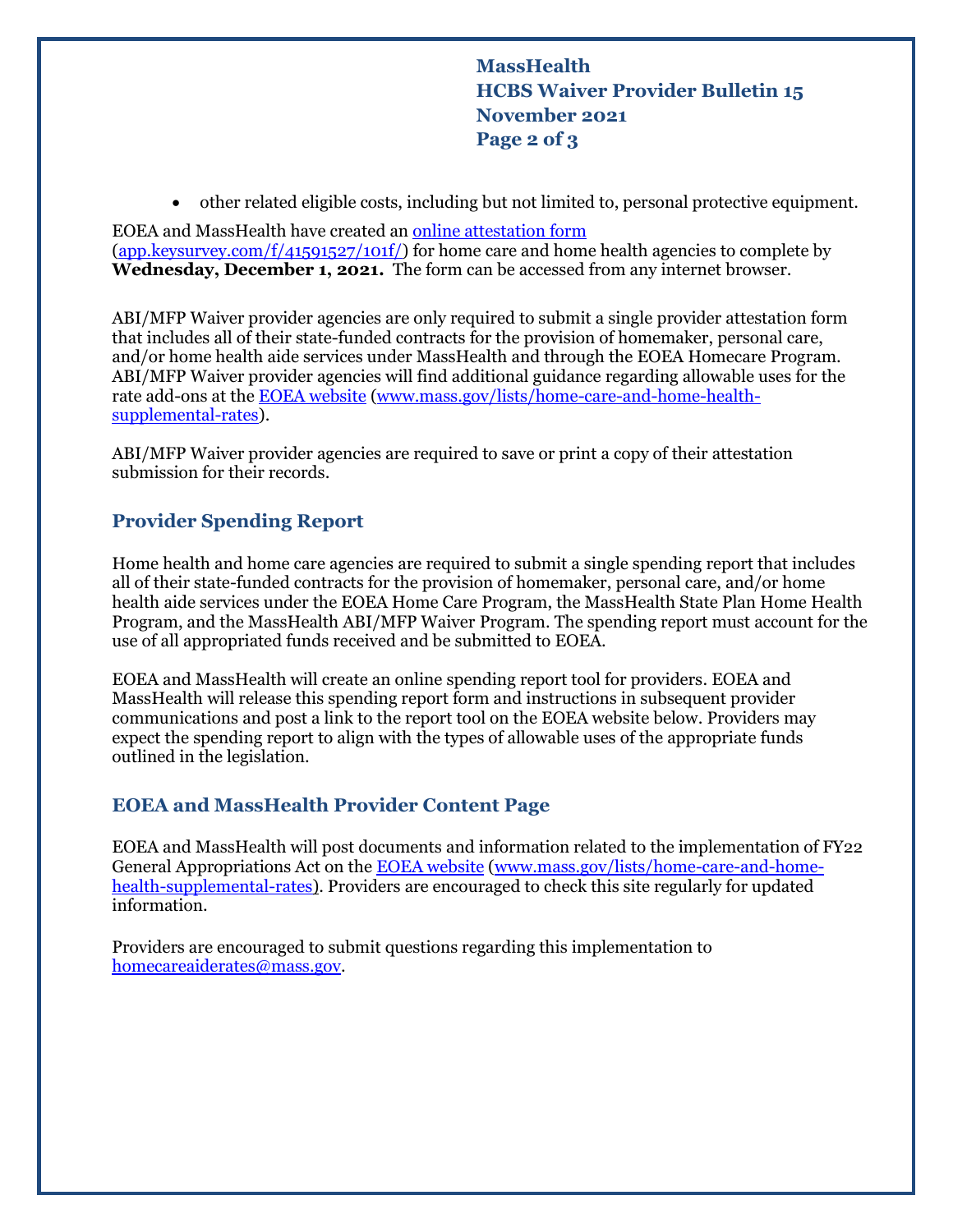- other related eligible costs, including but not limited to, personal protective equipment.

EOEA and MassHealth have created an [online attestation form](app.keysurvey.com/f/41591527/101f/) (app.keysurvey.com/f/41591527/101f/) for home care and home health agencies to complete by **Wednesday, December 1, 2021.** The form can be accessed from any internet browser.

ABI/MFP Waiver provider agencies are only required to submit a single provider attestation form that includes all of their state-funded contracts for the provision of homemaker, personal care, and/or home health aide services under MassHealth and through the EOEA Homecare Program. ABI/MFP Waiver provider agencies will find additional guidance regarding allowable uses for the rate add-ons at the [EOEA website](www.mass.gov/lists/home-care-and-home-health-supplemental-rates) (www.mass.gov/lists/home-care-and-home-health-supplemental-rates).

ABI/MFP Waiver provider agencies are required to save or print a copy of their attestation submission for their records.

## Provider Spending Report

Home health and home care agencies are required to submit a single spending report that includes all of their state-funded contracts for the provision of homemaker, personal care, and/or home health aide services under the EOEA Home Care Program, the MassHealth State Plan Home Health Program, and the MassHealth ABI/MFP Waiver Program. The spending report must account for the use of all appropriated funds received and be submitted to EOEA.

EOEA and MassHealth will create an online spending report tool for providers. EOEA and MassHealth will release this spending report form and instructions in subsequent provider communications and post a link to the report tool on the EOEA website below. Providers may expect the spending report to align with the types of allowable uses of the appropriate funds outlined in the legislation.

## EOEA and MassHealth Provider Content Page

EOEA and MassHealth will post documents and information related to the implementation of FY22 General Appropriations Act on the [EOEA website](www.mass.gov/lists/home-care-and-home-health-supplemental-rates) (www.mass.gov/lists/home-care-and-home-health-supplemental-rates). Providers are encouraged to check this site regularly for updated information.

Providers are encouraged to submit questions regarding this implementation to homecareaiderates@mass.gov.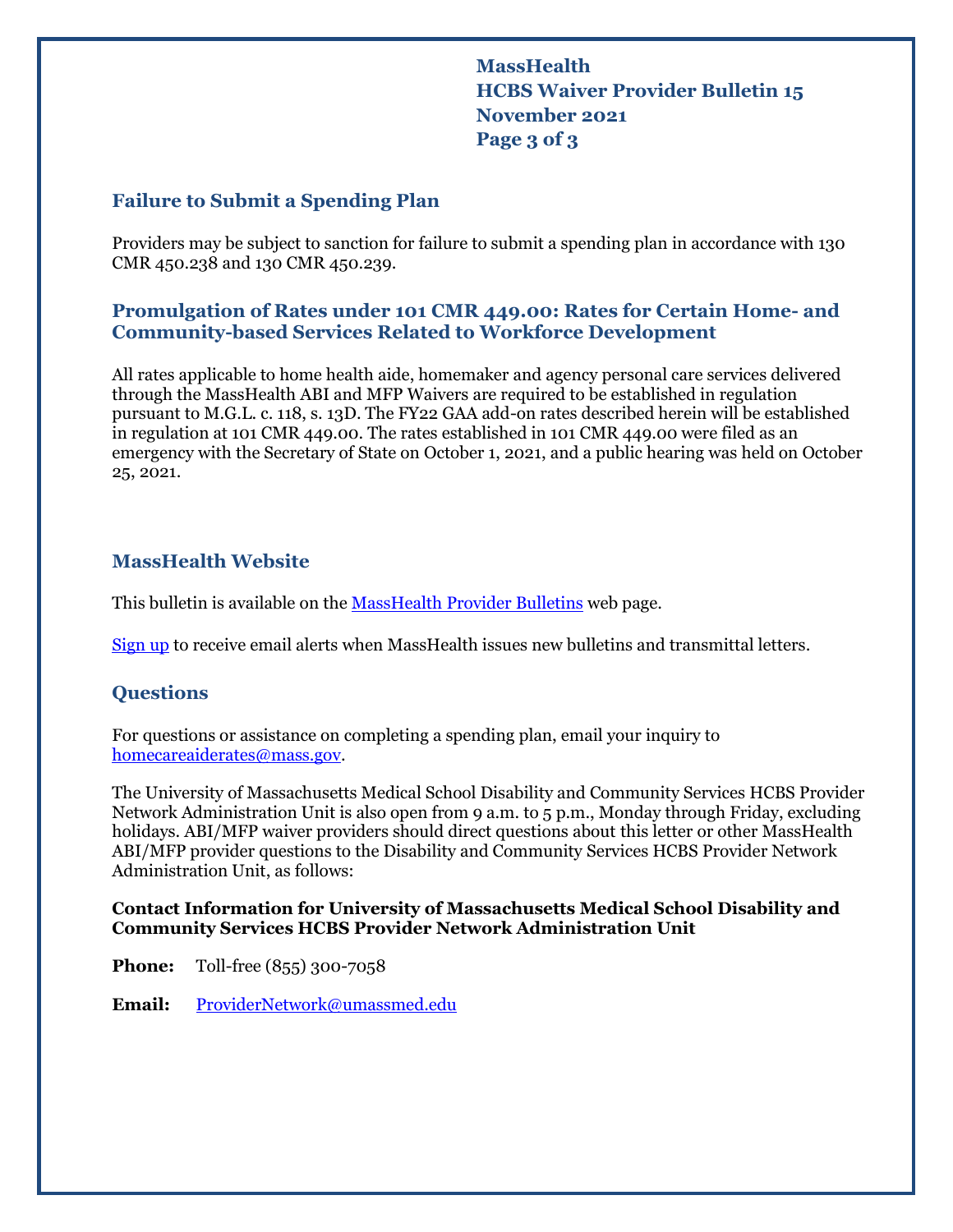## Failure to Submit a Spending Plan

Providers may be subject to sanction for failure to submit a spending plan in accordance with 130 CMR 450.238 and 130 CMR 450.239.

## Promulgation of Rates under 101 CMR 449.00: Rates for Certain Home- and Community-based Services Related to Workforce Development

All rates applicable to home health aide, homemaker and agency personal care services delivered through the MassHealth ABI and MFP Waivers are required to be established in regulation pursuant to M.G.L. c. 118, s. 13D. The FY22 GAA add-on rates described herein will be established in regulation at 101 CMR 449.00. The rates established in 101 CMR 449.00 were filed as an emergency with the Secretary of State on October 1, 2021, and a public hearing was held on October 25, 2021.

## MassHealth Website

This bulletin is available on the [MassHealth Provider Bulletins]() web page.

[Sign up]() to receive email alerts when MassHealth issues new bulletins and transmittal letters.

## Questions

For questions or assistance on completing a spending plan, email your inquiry to homecareaiderates@mass.gov.

The University of Massachusetts Medical School Disability and Community Services HCBS Provider Network Administration Unit is also open from 9 a.m. to 5 p.m., Monday through Friday, excluding holidays. ABI/MFP waiver providers should direct questions about this letter or other MassHealth ABI/MFP provider questions to the Disability and Community Services HCBS Provider Network Administration Unit, as follows:

**Contact Information for University of Massachusetts Medical School Disability and Community Services HCBS Provider Network Administration Unit**

**Phone:** Toll-free (855) 300-7058

**Email:** ProviderNetwork@umassmed.edu